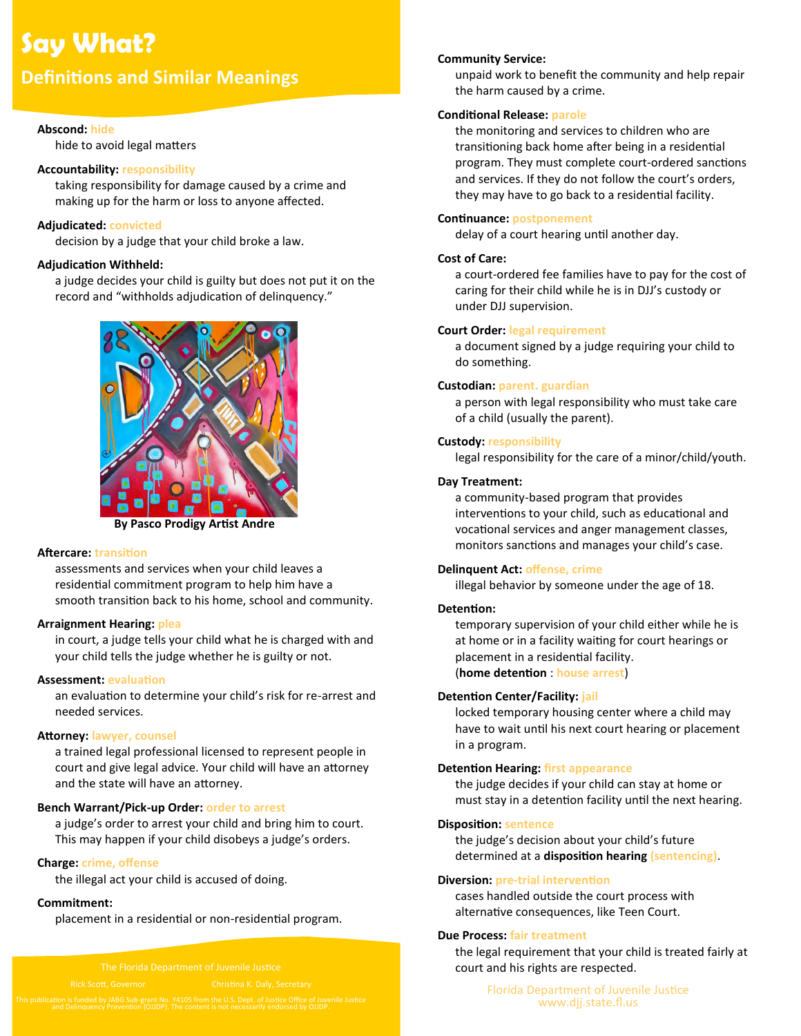# Say What?

## Definitions and Similar Meanings

**Absond:** hide
hide to avoid legal matters

**Accountability:** responsibility
taking responsibility for damage caused by a crime and making up for the harm or loss to anyone affected.

**Adjudicated:** convicted
decision by a judge that your child broke a law.

**Adjudication Withheld:**
a judge decides your child is guilty but does not put it on the record and "withholds adjudication of delinquency."

By Pasco Prodigy Artist Andre

**Aftercare:** transition
assessments and services when your child leaves a residential commitment program to help him have a smooth transition back to his home, school and community.

**Arraignment Hearing:** plea
in court, a judge tells your child what he is charged with and your child tells the judge whether he is guilty or not.

**Assessment:** evaluation
an evaluation to determine your child's risk for re-arrest and needed services.

**Attorney:** lawyer, counsel
a trained legal professional licensed to represent people in court and give legal advice. Your child will have an attorney and the state will have an attorney.

**Bench Warrant/Pick-up Order:** order to arrest
a judge's order to arrest your child and bring him to court. This may happen if your child disobeys a judge's orders.

**Charge:** crime, offense
the illegal act your child is accused of doing.

**Commitment:**
placement in a residential or non-residential program.

The Florida Department of Juvenile Justice

Rick Scott, Governor Christina K. Daly, Secretary

This publication is funded by JABG Sub-grant No. Y4105 from the U.S. Dept. of Justice Office of Juvenile Justice and Delinquency Prevention (OJJDP). The content is not necessarily endorsed by OJJDP.

**Community Service:**
unpaid work to benefit the community and help repair the harm caused by a crime.

**Conditional Release:** parole
the monitoring and services to children who are transitioning back home after being in a residential program. They must complete court-ordered sanctions and services. If they do not follow the court's orders, they may have to go back to a residential facility.

**Continuance:** postponement
delay of a court hearing until another day.

**Cost of Care:**
a court-ordered fee families have to pay for the cost of caring for their child while he is in DJJ's custody or under DJJ supervision.

**Court Order:** legal requirement
a document signed by a judge requiring your child to do something.

**Custodian:** parent. guardian
a person with legal responsibility who must take care of a child (usually the parent).

**Custody:** responsibility
legal responsibility for the care of a minor/child/youth.

**Day Treatment:**
a community-based program that provides interventions to your child, such as educational and vocational services and anger management classes, monitors sanctions and manages your child's case.

**Delinquent Act:** offense, crime
illegal behavior by someone under the age of 18.

**Detention:**
temporary supervision of your child either while he is at home or in a facility waiting for court hearings or placement in a residential facility.
(**home detention** : house arrest)

**Detention Center/Facility:** jail
locked temporary housing center where a child may have to wait until his next court hearing or placement in a program.

**Detention Hearing:** first appearance
the judge decides if your child can stay at home or must stay in a detention facility until the next hearing.

**Disposition:** sentence
the judge's decision about your child's future determined at a **disposition hearing** (sentencing).

**Diversion:** pre-trial intervention
cases handled outside the court process with alternative consequences, like Teen Court.

**Due Process:** fair treatment
the legal requirement that your child is treated fairly at court and his rights are respected.

Florida Department of Juvenile Justice
www.djj.state.fl.us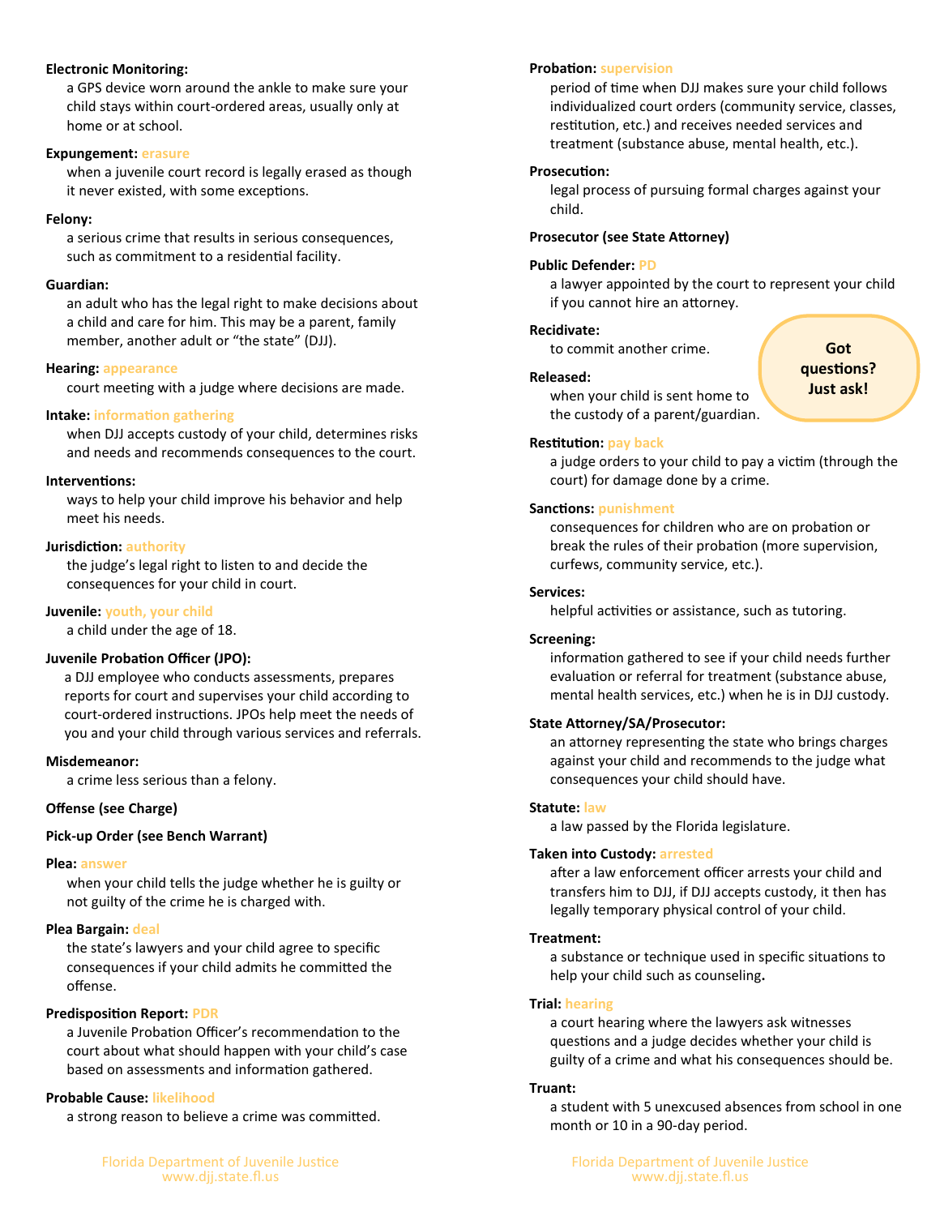**Electronic Monitoring:**
a GPS device worn around the ankle to make sure your child stays within court-ordered areas, usually only at home or at school.

**Expungement:** erasure
when a juvenile court record is legally erased as though it never existed, with some exceptions.

**Felony:**
a serious crime that results in serious consequences, such as commitment to a residential facility.

**Guardian:**
an adult who has the legal right to make decisions about a child and care for him. This may be a parent, family member, another adult or "the state" (DJJ).

**Hearing:** appearance
court meeting with a judge where decisions are made.

**Intake:** information gathering
when DJJ accepts custody of your child, determines risks and needs and recommends consequences to the court.

**Interventions:**
ways to help your child improve his behavior and help meet his needs.

**Jurisdiction:** authority
the judge's legal right to listen to and decide the consequences for your child in court.

**Juvenile:** youth, your child
a child under the age of 18.

**Juvenile Probation Officer (JPO):**
a DJJ employee who conducts assessments, prepares reports for court and supervises your child according to court-ordered instructions. JPOs help meet the needs of you and your child through various services and referrals.

**Misdemeanor:**
a crime less serious than a felony.

**Offense (see Charge)**

**Pick-up Order (see Bench Warrant)**

**Plea:** answer
when your child tells the judge whether he is guilty or not guilty of the crime he is charged with.

**Plea Bargain:** deal
the state's lawyers and your child agree to specific consequences if your child admits he committed the offense.

**Predisposition Report:** PDR
a Juvenile Probation Officer's recommendation to the court about what should happen with your child's case based on assessments and information gathered.

**Probable Cause:** likelihood
a strong reason to believe a crime was committed.

**Probation:** supervision
period of time when DJJ makes sure your child follows individualized court orders (community service, classes, restitution, etc.) and receives needed services and treatment (substance abuse, mental health, etc.).

**Prosecution:**
legal process of pursuing formal charges against your child.

**Prosecutor (see State Attorney)**

**Public Defender:** PD
a lawyer appointed by the court to represent your child if you cannot hire an attorney.

**Recidivate:**
to commit another crime.

**Got questions? Just ask!**

**Released:**
when your child is sent home to the custody of a parent/guardian.

**Restitution:** pay back
a judge orders to your child to pay a victim (through the court) for damage done by a crime.

**Sanctions:** punishment
consequences for children who are on probation or break the rules of their probation (more supervision, curfews, community service, etc.).

**Services:**
helpful activities or assistance, such as tutoring.

**Screening:**
information gathered to see if your child needs further evaluation or referral for treatment (substance abuse, mental health services, etc.) when he is in DJJ custody.

**State Attorney/SA/Prosecutor:**
an attorney representing the state who brings charges against your child and recommends to the judge what consequences your child should have.

**Statute:** law
a law passed by the Florida legislature.

**Taken into Custody:** arrested
after a law enforcement officer arrests your child and transfers him to DJJ, if DJJ accepts custody, it then has legally temporary physical control of your child.

**Treatment:**
a substance or technique used in specific situations to help your child such as counseling.

**Trial:** hearing
a court hearing where the lawyers ask witnesses questions and a judge decides whether your child is guilty of a crime and what his consequences should be.

**Truant:**
a student with 5 unexcused absences from school in one month or 10 in a 90-day period.